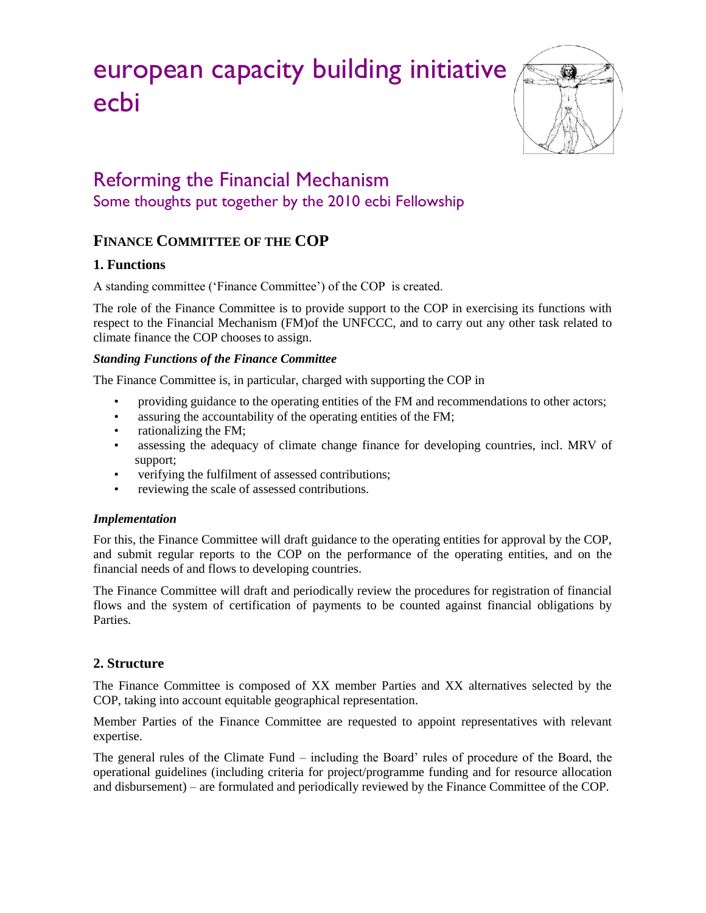# european capacity building initiative
# ecbi

## Reforming the Financial Mechanism

Some thoughts put together by the 2010 ecbi Fellowship

## FINANCE COMMITTEE OF THE COP

### 1. Functions

A standing committee ('Finance Committee') of the COP is created.

The role of the Finance Committee is to provide support to the COP in exercising its functions with respect to the Financial Mechanism (FM)of the UNFCCC, and to carry out any other task related to climate finance the COP chooses to assign.

***Standing Functions of the Finance Committee***

The Finance Committee is, in particular, charged with supporting the COP in

- providing guidance to the operating entities of the FM and recommendations to other actors;
- assuring the accountability of the operating entities of the FM;
- rationalizing the FM;
- assessing the adequacy of climate change finance for developing countries, incl. MRV of support;
- verifying the fulfilment of assessed contributions;
- reviewing the scale of assessed contributions.

***Implementation***

For this, the Finance Committee will draft guidance to the operating entities for approval by the COP, and submit regular reports to the COP on the performance of the operating entities, and on the financial needs of and flows to developing countries.

The Finance Committee will draft and periodically review the procedures for registration of financial flows and the system of certification of payments to be counted against financial obligations by Parties.

### 2. Structure

The Finance Committee is composed of XX member Parties and XX alternatives selected by the COP, taking into account equitable geographical representation.

Member Parties of the Finance Committee are requested to appoint representatives with relevant expertise.

The general rules of the Climate Fund – including the Board' rules of procedure of the Board, the operational guidelines (including criteria for project/programme funding and for resource allocation and disbursement) – are formulated and periodically reviewed by the Finance Committee of the COP.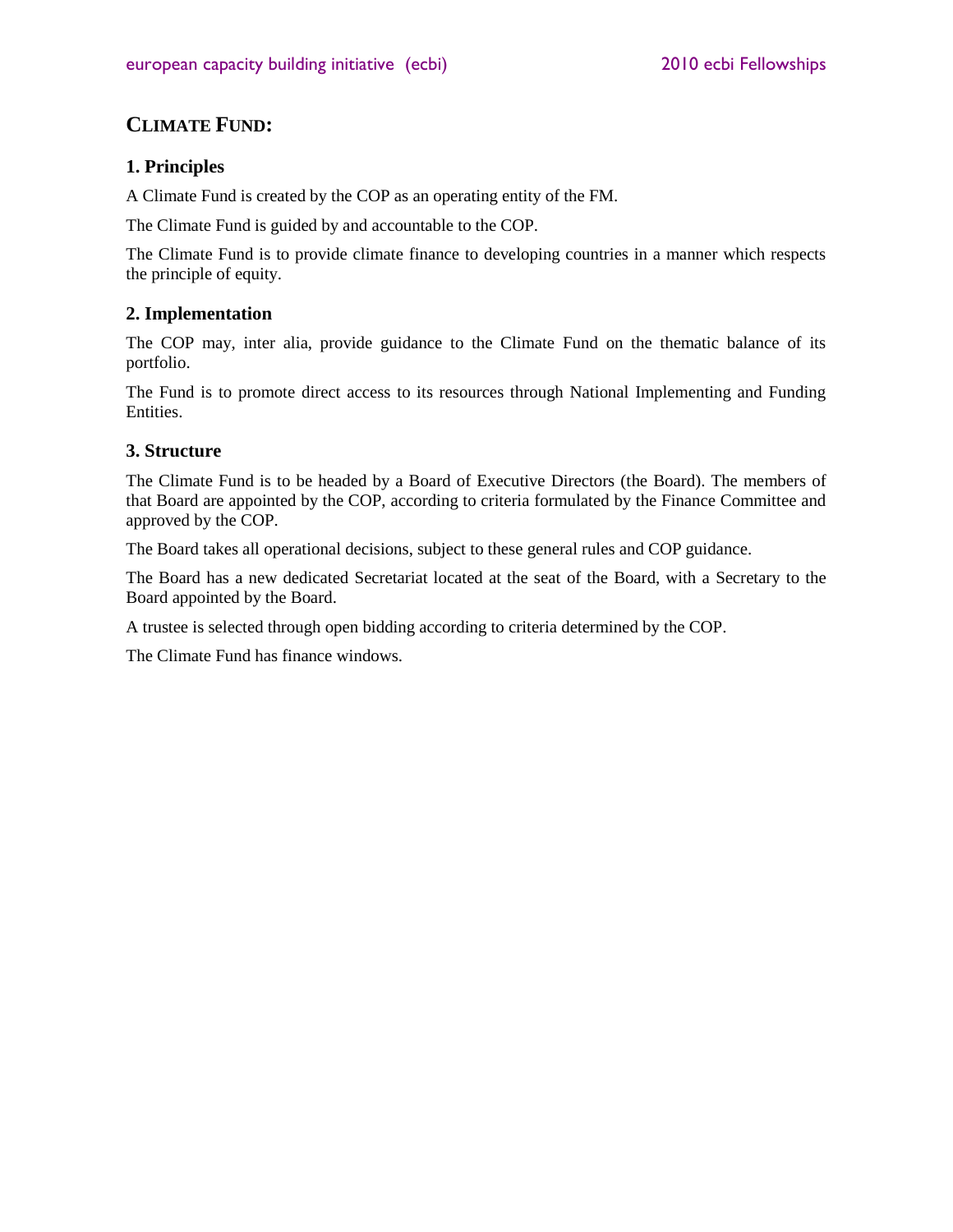## CLIMATE FUND:

### 1. Principles

A Climate Fund is created by the COP as an operating entity of the FM.

The Climate Fund is guided by and accountable to the COP.

The Climate Fund is to provide climate finance to developing countries in a manner which respects the principle of equity.

### 2. Implementation

The COP may, inter alia, provide guidance to the Climate Fund on the thematic balance of its portfolio.

The Fund is to promote direct access to its resources through National Implementing and Funding Entities.

### 3. Structure

The Climate Fund is to be headed by a Board of Executive Directors (the Board). The members of that Board are appointed by the COP, according to criteria formulated by the Finance Committee and approved by the COP.

The Board takes all operational decisions, subject to these general rules and COP guidance.

The Board has a new dedicated Secretariat located at the seat of the Board, with a Secretary to the Board appointed by the Board.

A trustee is selected through open bidding according to criteria determined by the COP.

The Climate Fund has finance windows.